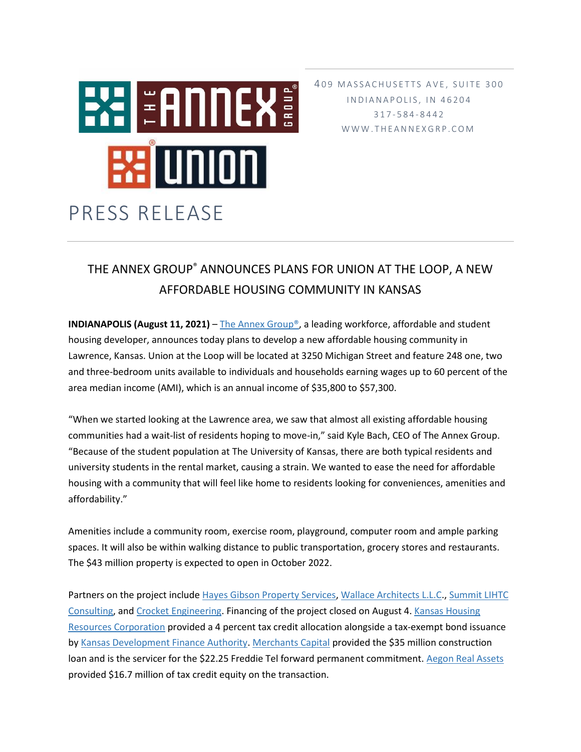409 MASSACHUSETTS AVE, SUITE 300
INDIANAPOLIS, IN 46204
317-584-8442
WWW.THEANNEXGRP.COM

# PRESS RELEASE

## THE ANNEX GROUP® ANNOUNCES PLANS FOR UNION AT THE LOOP, A NEW AFFORDABLE HOUSING COMMUNITY IN KANSAS

**INDIANAPOLIS (August 11, 2021)** – The Annex Group®, a leading workforce, affordable and student housing developer, announces today plans to develop a new affordable housing community in Lawrence, Kansas. Union at the Loop will be located at 3250 Michigan Street and feature 248 one, two and three-bedroom units available to individuals and households earning wages up to 60 percent of the area median income (AMI), which is an annual income of $35,800 to $57,300.

"When we started looking at the Lawrence area, we saw that almost all existing affordable housing communities had a wait-list of residents hoping to move-in," said Kyle Bach, CEO of The Annex Group. "Because of the student population at The University of Kansas, there are both typical residents and university students in the rental market, causing a strain. We wanted to ease the need for affordable housing with a community that will feel like home to residents looking for conveniences, amenities and affordability."

Amenities include a community room, exercise room, playground, computer room and ample parking spaces. It will also be within walking distance to public transportation, grocery stores and restaurants. The $43 million property is expected to open in October 2022.

Partners on the project include Hayes Gibson Property Services, Wallace Architects L.L.C., Summit LIHTC Consulting, and Crocket Engineering. Financing of the project closed on August 4. Kansas Housing Resources Corporation provided a 4 percent tax credit allocation alongside a tax-exempt bond issuance by Kansas Development Finance Authority. Merchants Capital provided the $35 million construction loan and is the servicer for the $22.25 Freddie Tel forward permanent commitment. Aegon Real Assets provided $16.7 million of tax credit equity on the transaction.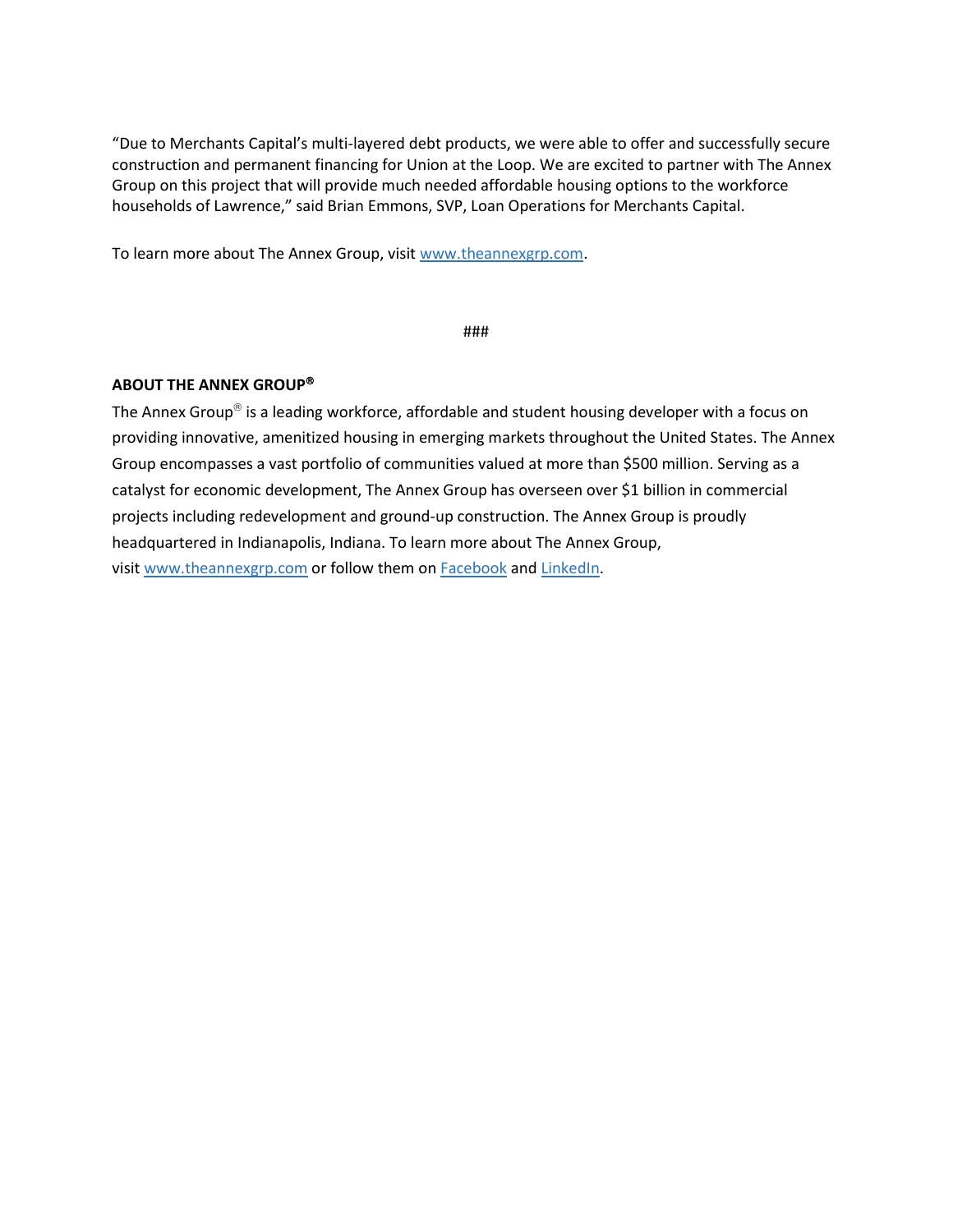"Due to Merchants Capital's multi-layered debt products, we were able to offer and successfully secure construction and permanent financing for Union at the Loop. We are excited to partner with The Annex Group on this project that will provide much needed affordable housing options to the workforce households of Lawrence," said Brian Emmons, SVP, Loan Operations for Merchants Capital.

To learn more about The Annex Group, visit [www.theannexgrp.com](www.theannexgrp.com).

###

**ABOUT THE ANNEX GROUP®**

The Annex Group® is a leading workforce, affordable and student housing developer with a focus on providing innovative, amenitized housing in emerging markets throughout the United States. The Annex Group encompasses a vast portfolio of communities valued at more than $500 million. Serving as a catalyst for economic development, The Annex Group has overseen over $1 billion in commercial projects including redevelopment and ground-up construction. The Annex Group is proudly headquartered in Indianapolis, Indiana. To learn more about The Annex Group, visit [www.theannexgrp.com](www.theannexgrp.com) or follow them on Facebook and LinkedIn.